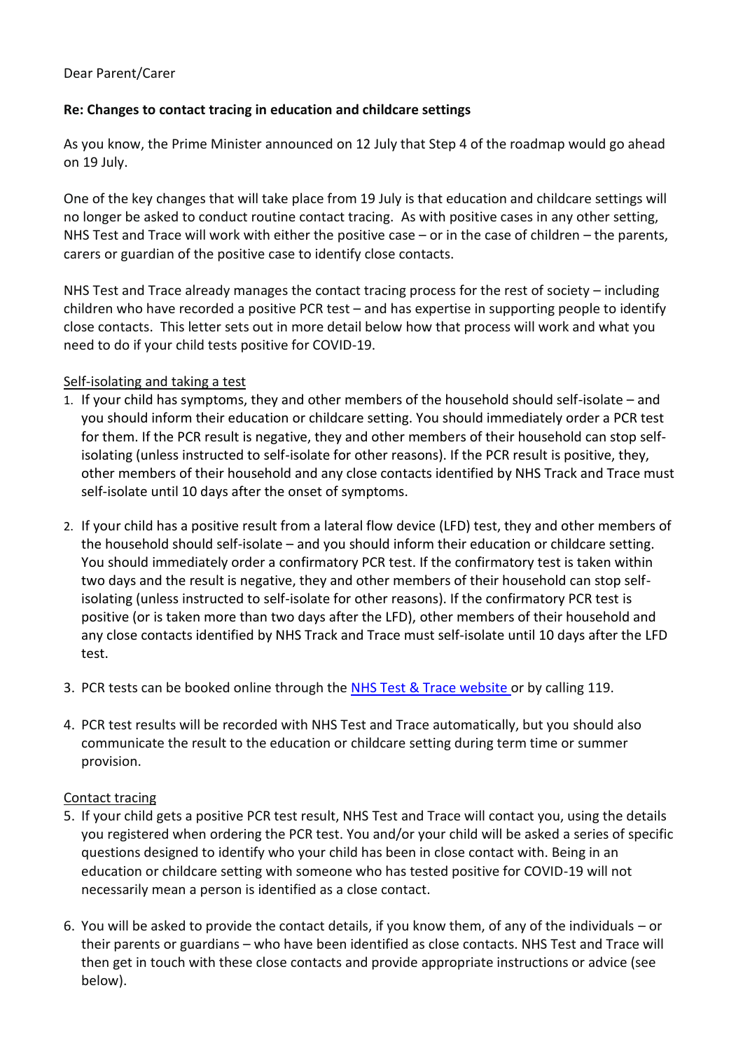Dear Parent/Carer

**Re: Changes to contact tracing in education and childcare settings**

As you know, the Prime Minister announced on 12 July that Step 4 of the roadmap would go ahead on 19 July.

One of the key changes that will take place from 19 July is that education and childcare settings will no longer be asked to conduct routine contact tracing. As with positive cases in any other setting, NHS Test and Trace will work with either the positive case – or in the case of children – the parents, carers or guardian of the positive case to identify close contacts.

NHS Test and Trace already manages the contact tracing process for the rest of society – including children who have recorded a positive PCR test – and has expertise in supporting people to identify close contacts. This letter sets out in more detail below how that process will work and what you need to do if your child tests positive for COVID-19.

<u>Self-isolating and taking a test</u>

1. If your child has symptoms, they and other members of the household should self-isolate – and you should inform their education or childcare setting. You should immediately order a PCR test for them. If the PCR result is negative, they and other members of their household can stop self-isolating (unless instructed to self-isolate for other reasons). If the PCR result is positive, they, other members of their household and any close contacts identified by NHS Track and Trace must self-isolate until 10 days after the onset of symptoms.

2. If your child has a positive result from a lateral flow device (LFD) test, they and other members of the household should self-isolate – and you should inform their education or childcare setting. You should immediately order a confirmatory PCR test. If the confirmatory test is taken within two days and the result is negative, they and other members of their household can stop self-isolating (unless instructed to self-isolate for other reasons). If the confirmatory PCR test is positive (or is taken more than two days after the LFD), other members of their household and any close contacts identified by NHS Track and Trace must self-isolate until 10 days after the LFD test.

3. PCR tests can be booked online through the NHS Test & Trace website or by calling 119.

4. PCR test results will be recorded with NHS Test and Trace automatically, but you should also communicate the result to the education or childcare setting during term time or summer provision.

<u>Contact tracing</u>

5. If your child gets a positive PCR test result, NHS Test and Trace will contact you, using the details you registered when ordering the PCR test. You and/or your child will be asked a series of specific questions designed to identify who your child has been in close contact with. Being in an education or childcare setting with someone who has tested positive for COVID-19 will not necessarily mean a person is identified as a close contact.

6. You will be asked to provide the contact details, if you know them, of any of the individuals – or their parents or guardians – who have been identified as close contacts. NHS Test and Trace will then get in touch with these close contacts and provide appropriate instructions or advice (see below).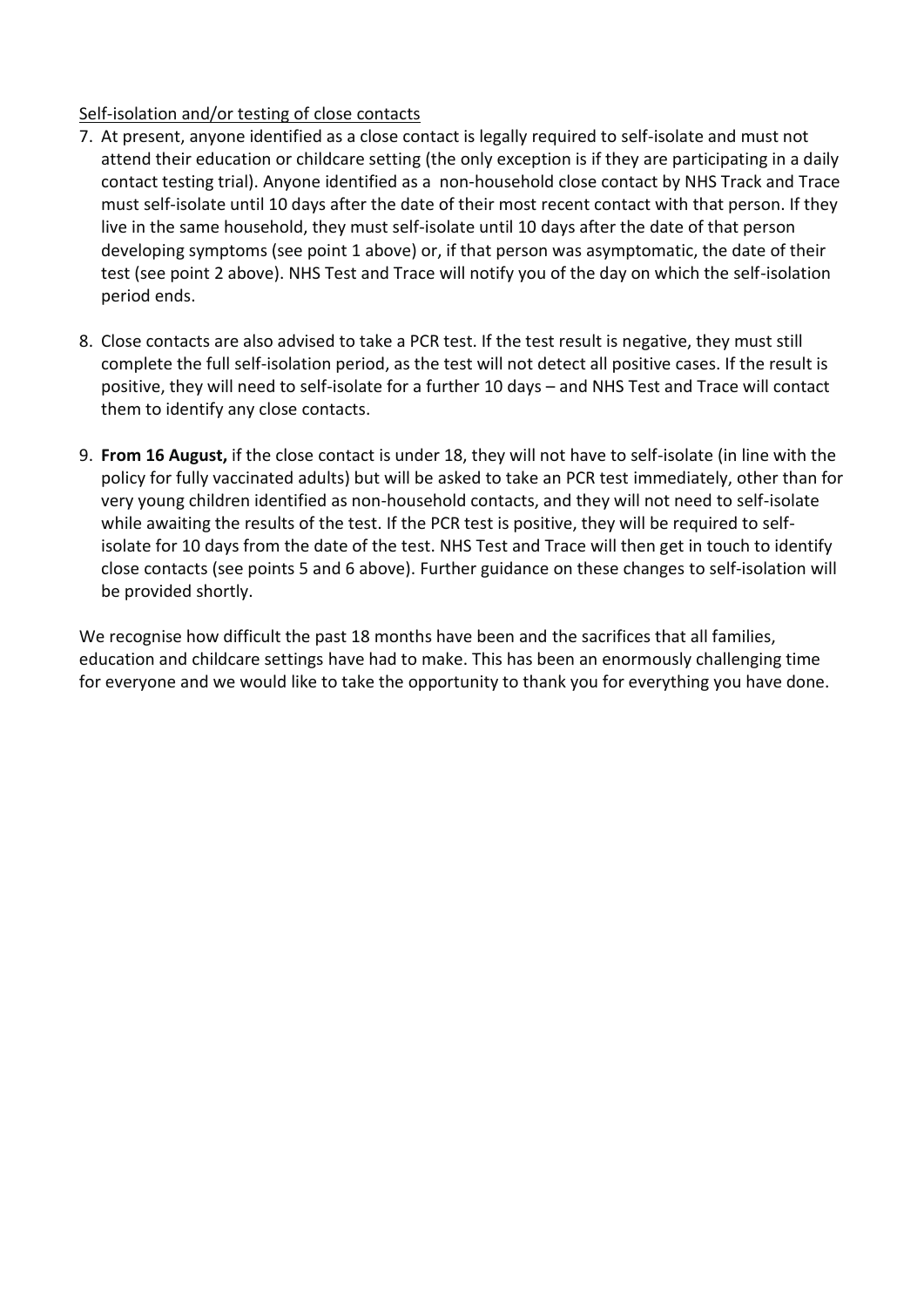<u>Self-isolation and/or testing of close contacts</u>

7. At present, anyone identified as a close contact is legally required to self-isolate and must not attend their education or childcare setting (the only exception is if they are participating in a daily contact testing trial). Anyone identified as a  non-household close contact by NHS Track and Trace must self-isolate until 10 days after the date of their most recent contact with that person. If they live in the same household, they must self-isolate until 10 days after the date of that person developing symptoms (see point 1 above) or, if that person was asymptomatic, the date of their test (see point 2 above). NHS Test and Trace will notify you of the day on which the self-isolation period ends.

8. Close contacts are also advised to take a PCR test. If the test result is negative, they must still complete the full self-isolation period, as the test will not detect all positive cases. If the result is positive, they will need to self-isolate for a further 10 days – and NHS Test and Trace will contact them to identify any close contacts.

9. **From 16 August,** if the close contact is under 18, they will not have to self-isolate (in line with the policy for fully vaccinated adults) but will be asked to take an PCR test immediately, other than for very young children identified as non-household contacts, and they will not need to self-isolate while awaiting the results of the test. If the PCR test is positive, they will be required to self-isolate for 10 days from the date of the test. NHS Test and Trace will then get in touch to identify close contacts (see points 5 and 6 above). Further guidance on these changes to self-isolation will be provided shortly.

We recognise how difficult the past 18 months have been and the sacrifices that all families, education and childcare settings have had to make. This has been an enormously challenging time for everyone and we would like to take the opportunity to thank you for everything you have done.